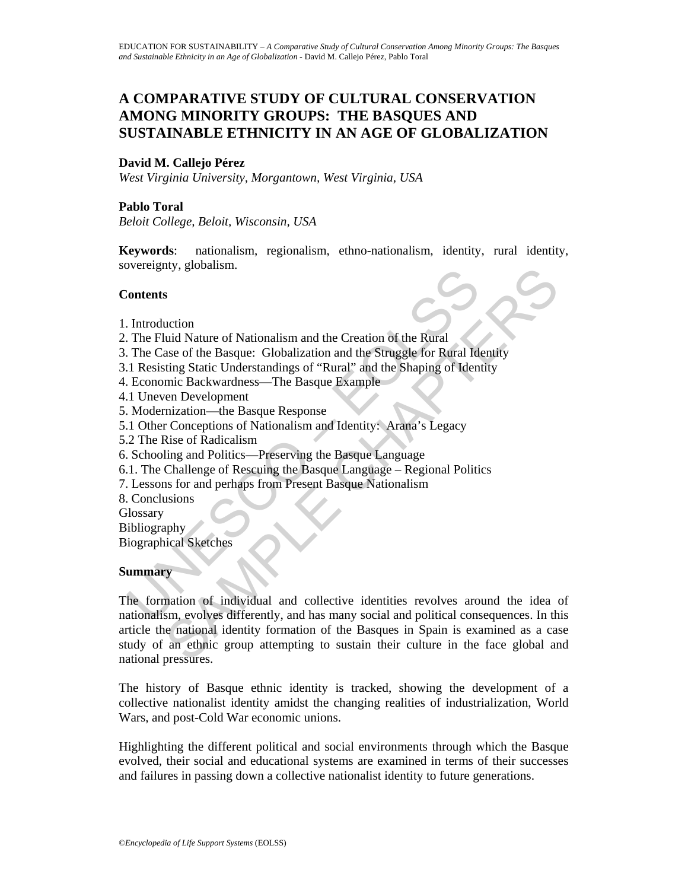# A COMPARATIVE STUDY OF CULTURAL CONSERVATION AMONG MINORITY GROUPS: THE BASQUES AND SUSTAINABLE ETHNICITY IN AN AGE OF GLOBALIZATION

**David M. Callejo Pérez**

*West Virginia University, Morgantown, West Virginia, USA*

**Pablo Toral**

*Beloit College, Beloit, Wisconsin, USA*

**Keywords**: nationalism, regionalism, ethno-nationalism, identity, rural identity, sovereignty, globalism.

## Contents

1. Introduction
2. The Fluid Nature of Nationalism and the Creation of the Rural
3. The Case of the Basque: Globalization and the Struggle for Rural Identity
3.1 Resisting Static Understandings of "Rural" and the Shaping of Identity
4. Economic Backwardness—The Basque Example
4.1 Uneven Development
5. Modernization—the Basque Response
5.1 Other Conceptions of Nationalism and Identity: Arana's Legacy
5.2 The Rise of Radicalism
6. Schooling and Politics—Preserving the Basque Language
6.1. The Challenge of Rescuing the Basque Language – Regional Politics
7. Lessons for and perhaps from Present Basque Nationalism
8. Conclusions

Glossary
Bibliography
Biographical Sketches

## Summary

The formation of individual and collective identities revolves around the idea of nationalism, evolves differently, and has many social and political consequences. In this article the national identity formation of the Basques in Spain is examined as a case study of an ethnic group attempting to sustain their culture in the face global and national pressures.

The history of Basque ethnic identity is tracked, showing the development of a collective nationalist identity amidst the changing realities of industrialization, World Wars, and post-Cold War economic unions.

Highlighting the different political and social environments through which the Basque evolved, their social and educational systems are examined in terms of their successes and failures in passing down a collective nationalist identity to future generations.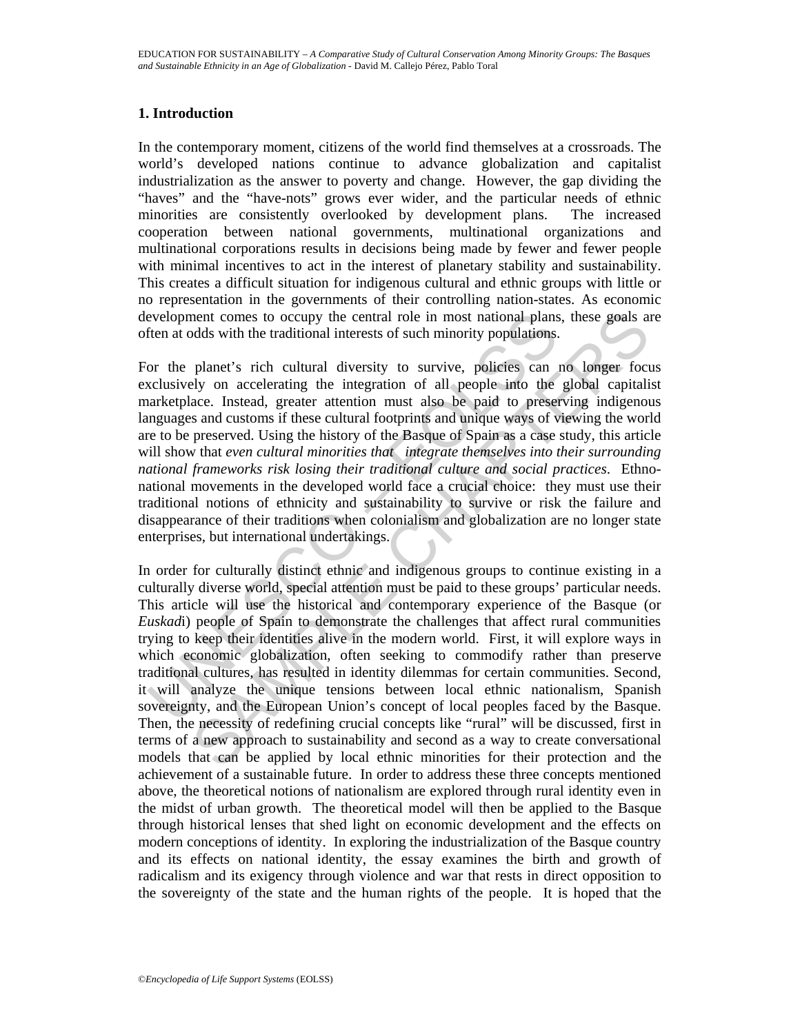## 1. Introduction

In the contemporary moment, citizens of the world find themselves at a crossroads. The world's developed nations continue to advance globalization and capitalist industrialization as the answer to poverty and change. However, the gap dividing the "haves" and the "have-nots" grows ever wider, and the particular needs of ethnic minorities are consistently overlooked by development plans. The increased cooperation between national governments, multinational organizations and multinational corporations results in decisions being made by fewer and fewer people with minimal incentives to act in the interest of planetary stability and sustainability. This creates a difficult situation for indigenous cultural and ethnic groups with little or no representation in the governments of their controlling nation-states. As economic development comes to occupy the central role in most national plans, these goals are often at odds with the traditional interests of such minority populations.

For the planet's rich cultural diversity to survive, policies can no longer focus exclusively on accelerating the integration of all people into the global capitalist marketplace. Instead, greater attention must also be paid to preserving indigenous languages and customs if these cultural footprints and unique ways of viewing the world are to be preserved. Using the history of the Basque of Spain as a case study, this article will show that *even cultural minorities that integrate themselves into their surrounding national frameworks risk losing their traditional culture and social practices*. Ethno-national movements in the developed world face a crucial choice: they must use their traditional notions of ethnicity and sustainability to survive or risk the failure and disappearance of their traditions when colonialism and globalization are no longer state enterprises, but international undertakings.

In order for culturally distinct ethnic and indigenous groups to continue existing in a culturally diverse world, special attention must be paid to these groups' particular needs. This article will use the historical and contemporary experience of the Basque (or *Euskad*i) people of Spain to demonstrate the challenges that affect rural communities trying to keep their identities alive in the modern world. First, it will explore ways in which economic globalization, often seeking to commodify rather than preserve traditional cultures, has resulted in identity dilemmas for certain communities. Second, it will analyze the unique tensions between local ethnic nationalism, Spanish sovereignty, and the European Union's concept of local peoples faced by the Basque. Then, the necessity of redefining crucial concepts like "rural" will be discussed, first in terms of a new approach to sustainability and second as a way to create conversational models that can be applied by local ethnic minorities for their protection and the achievement of a sustainable future. In order to address these three concepts mentioned above, the theoretical notions of nationalism are explored through rural identity even in the midst of urban growth. The theoretical model will then be applied to the Basque through historical lenses that shed light on economic development and the effects on modern conceptions of identity. In exploring the industrialization of the Basque country and its effects on national identity, the essay examines the birth and growth of radicalism and its exigency through violence and war that rests in direct opposition to the sovereignty of the state and the human rights of the people. It is hoped that the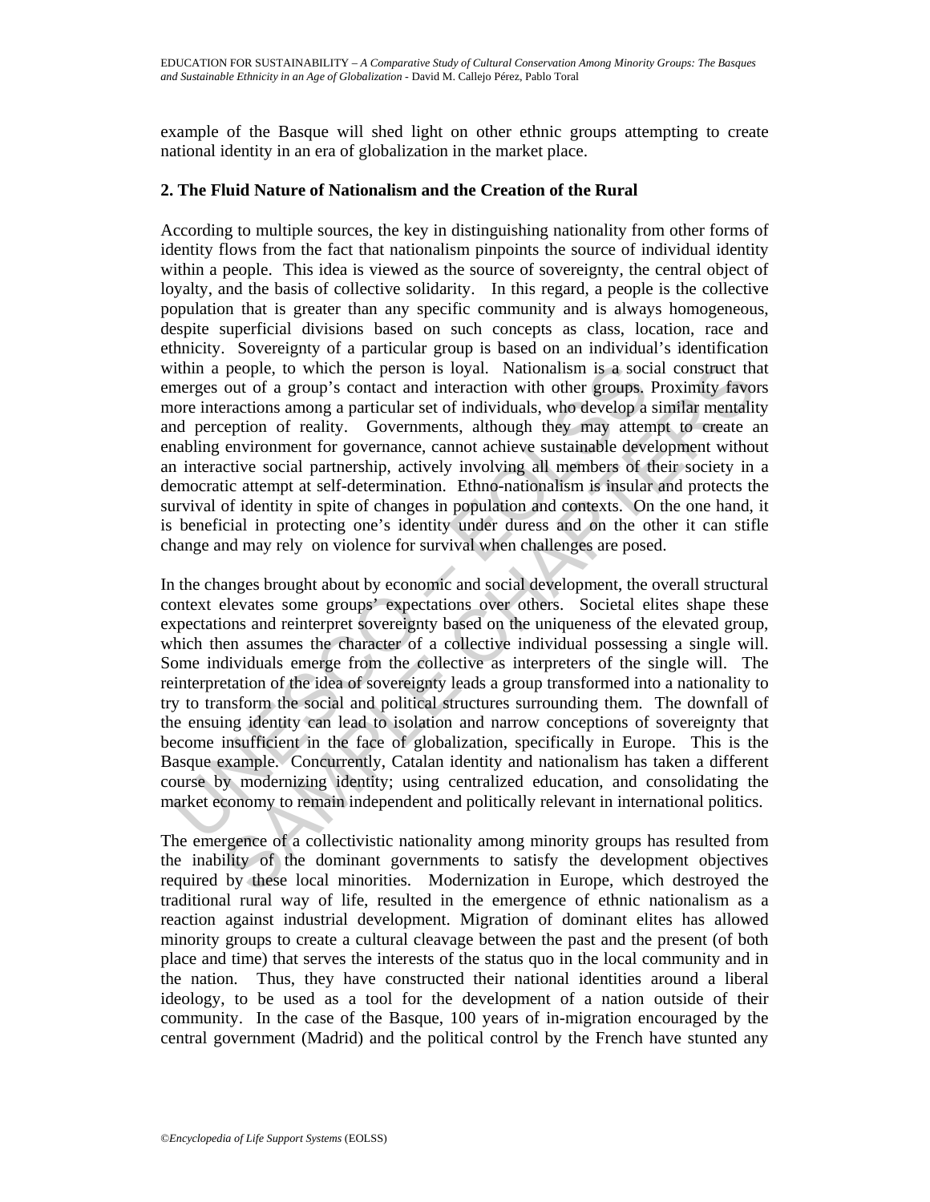example of the Basque will shed light on other ethnic groups attempting to create national identity in an era of globalization in the market place.

## 2. The Fluid Nature of Nationalism and the Creation of the Rural

According to multiple sources, the key in distinguishing nationality from other forms of identity flows from the fact that nationalism pinpoints the source of individual identity within a people. This idea is viewed as the source of sovereignty, the central object of loyalty, and the basis of collective solidarity. In this regard, a people is the collective population that is greater than any specific community and is always homogeneous, despite superficial divisions based on such concepts as class, location, race and ethnicity. Sovereignty of a particular group is based on an individual's identification within a people, to which the person is loyal. Nationalism is a social construct that emerges out of a group's contact and interaction with other groups. Proximity favors more interactions among a particular set of individuals, who develop a similar mentality and perception of reality. Governments, although they may attempt to create an enabling environment for governance, cannot achieve sustainable development without an interactive social partnership, actively involving all members of their society in a democratic attempt at self-determination. Ethno-nationalism is insular and protects the survival of identity in spite of changes in population and contexts. On the one hand, it is beneficial in protecting one's identity under duress and on the other it can stifle change and may rely on violence for survival when challenges are posed.

In the changes brought about by economic and social development, the overall structural context elevates some groups' expectations over others. Societal elites shape these expectations and reinterpret sovereignty based on the uniqueness of the elevated group, which then assumes the character of a collective individual possessing a single will. Some individuals emerge from the collective as interpreters of the single will. The reinterpretation of the idea of sovereignty leads a group transformed into a nationality to try to transform the social and political structures surrounding them. The downfall of the ensuing identity can lead to isolation and narrow conceptions of sovereignty that become insufficient in the face of globalization, specifically in Europe. This is the Basque example. Concurrently, Catalan identity and nationalism has taken a different course by modernizing identity; using centralized education, and consolidating the market economy to remain independent and politically relevant in international politics.

The emergence of a collectivistic nationality among minority groups has resulted from the inability of the dominant governments to satisfy the development objectives required by these local minorities. Modernization in Europe, which destroyed the traditional rural way of life, resulted in the emergence of ethnic nationalism as a reaction against industrial development. Migration of dominant elites has allowed minority groups to create a cultural cleavage between the past and the present (of both place and time) that serves the interests of the status quo in the local community and in the nation. Thus, they have constructed their national identities around a liberal ideology, to be used as a tool for the development of a nation outside of their community. In the case of the Basque, 100 years of in-migration encouraged by the central government (Madrid) and the political control by the French have stunted any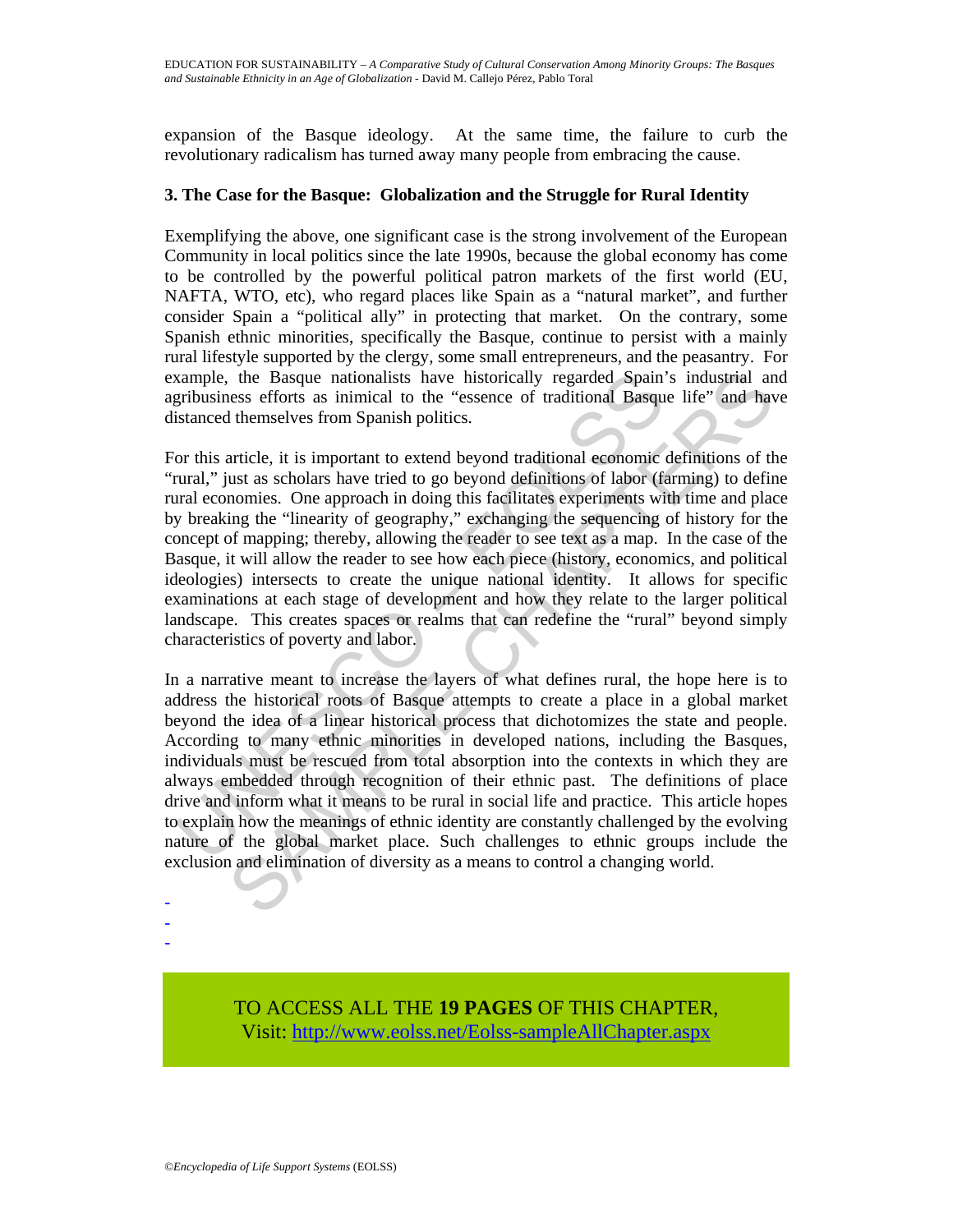expansion of the Basque ideology. At the same time, the failure to curb the revolutionary radicalism has turned away many people from embracing the cause.

### 3. The Case for the Basque: Globalization and the Struggle for Rural Identity

Exemplifying the above, one significant case is the strong involvement of the European Community in local politics since the late 1990s, because the global economy has come to be controlled by the powerful political patron markets of the first world (EU, NAFTA, WTO, etc), who regard places like Spain as a "natural market", and further consider Spain a "political ally" in protecting that market. On the contrary, some Spanish ethnic minorities, specifically the Basque, continue to persist with a mainly rural lifestyle supported by the clergy, some small entrepreneurs, and the peasantry. For example, the Basque nationalists have historically regarded Spain's industrial and agribusiness efforts as inimical to the "essence of traditional Basque life" and have distanced themselves from Spanish politics.

For this article, it is important to extend beyond traditional economic definitions of the "rural," just as scholars have tried to go beyond definitions of labor (farming) to define rural economies. One approach in doing this facilitates experiments with time and place by breaking the "linearity of geography," exchanging the sequencing of history for the concept of mapping; thereby, allowing the reader to see text as a map. In the case of the Basque, it will allow the reader to see how each piece (history, economics, and political ideologies) intersects to create the unique national identity. It allows for specific examinations at each stage of development and how they relate to the larger political landscape. This creates spaces or realms that can redefine the "rural" beyond simply characteristics of poverty and labor.

In a narrative meant to increase the layers of what defines rural, the hope here is to address the historical roots of Basque attempts to create a place in a global market beyond the idea of a linear historical process that dichotomizes the state and people. According to many ethnic minorities in developed nations, including the Basques, individuals must be rescued from total absorption into the contexts in which they are always embedded through recognition of their ethnic past. The definitions of place drive and inform what it means to be rural in social life and practice. This article hopes to explain how the meanings of ethnic identity are constantly challenged by the evolving nature of the global market place. Such challenges to ethnic groups include the exclusion and elimination of diversity as a means to control a changing world.

-
-
-

TO ACCESS ALL THE **19 PAGES** OF THIS CHAPTER,
Visit: http://www.eolss.net/Eolss-sampleAllChapter.aspx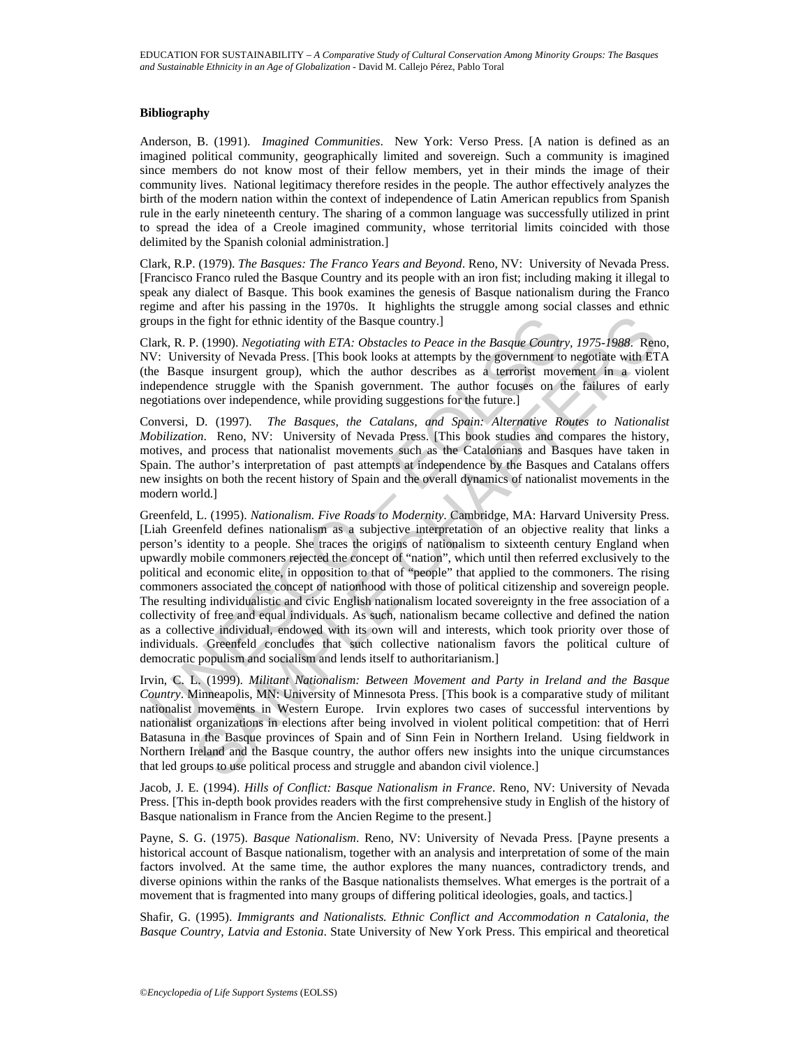### Bibliography

Anderson, B. (1991). *Imagined Communities*. New York: Verso Press. [A nation is defined as an imagined political community, geographically limited and sovereign. Such a community is imagined since members do not know most of their fellow members, yet in their minds the image of their community lives. National legitimacy therefore resides in the people. The author effectively analyzes the birth of the modern nation within the context of independence of Latin American republics from Spanish rule in the early nineteenth century. The sharing of a common language was successfully utilized in print to spread the idea of a Creole imagined community, whose territorial limits coincided with those delimited by the Spanish colonial administration.]

Clark, R.P. (1979). *The Basques: The Franco Years and Beyond*. Reno, NV: University of Nevada Press. [Francisco Franco ruled the Basque Country and its people with an iron fist; including making it illegal to speak any dialect of Basque. This book examines the genesis of Basque nationalism during the Franco regime and after his passing in the 1970s. It highlights the struggle among social classes and ethnic groups in the fight for ethnic identity of the Basque country.]

Clark, R. P. (1990). *Negotiating with ETA: Obstacles to Peace in the Basque Country, 1975-1988*. Reno, NV: University of Nevada Press. [This book looks at attempts by the government to negotiate with ETA (the Basque insurgent group), which the author describes as a terrorist movement in a violent independence struggle with the Spanish government. The author focuses on the failures of early negotiations over independence, while providing suggestions for the future.]

Conversi, D. (1997). *The Basques, the Catalans, and Spain: Alternative Routes to Nationalist Mobilization*. Reno, NV: University of Nevada Press. [This book studies and compares the history, motives, and process that nationalist movements such as the Catalonians and Basques have taken in Spain. The author's interpretation of past attempts at independence by the Basques and Catalans offers new insights on both the recent history of Spain and the overall dynamics of nationalist movements in the modern world.]

Greenfeld, L. (1995). *Nationalism. Five Roads to Modernity*. Cambridge, MA: Harvard University Press. [Liah Greenfeld defines nationalism as a subjective interpretation of an objective reality that links a person's identity to a people. She traces the origins of nationalism to sixteenth century England when upwardly mobile commoners rejected the concept of "nation", which until then referred exclusively to the political and economic elite, in opposition to that of "people" that applied to the commoners. The rising commoners associated the concept of nationhood with those of political citizenship and sovereign people. The resulting individualistic and civic English nationalism located sovereignty in the free association of a collectivity of free and equal individuals. As such, nationalism became collective and defined the nation as a collective individual, endowed with its own will and interests, which took priority over those of individuals. Greenfeld concludes that such collective nationalism favors the political culture of democratic populism and socialism and lends itself to authoritarianism.]

Irvin, C. L. (1999). *Militant Nationalism: Between Movement and Party in Ireland and the Basque Country*. Minneapolis, MN: University of Minnesota Press. [This book is a comparative study of militant nationalist movements in Western Europe. Irvin explores two cases of successful interventions by nationalist organizations in elections after being involved in violent political competition: that of Herri Batasuna in the Basque provinces of Spain and of Sinn Fein in Northern Ireland. Using fieldwork in Northern Ireland and the Basque country, the author offers new insights into the unique circumstances that led groups to use political process and struggle and abandon civil violence.]

Jacob, J. E. (1994). *Hills of Conflict: Basque Nationalism in France*. Reno, NV: University of Nevada Press. [This in-depth book provides readers with the first comprehensive study in English of the history of Basque nationalism in France from the Ancien Regime to the present.]

Payne, S. G. (1975). *Basque Nationalism*. Reno, NV: University of Nevada Press. [Payne presents a historical account of Basque nationalism, together with an analysis and interpretation of some of the main factors involved. At the same time, the author explores the many nuances, contradictory trends, and diverse opinions within the ranks of the Basque nationalists themselves. What emerges is the portrait of a movement that is fragmented into many groups of differing political ideologies, goals, and tactics.]

Shafir, G. (1995). *Immigrants and Nationalists. Ethnic Conflict and Accommodation n Catalonia, the Basque Country, Latvia and Estonia*. State University of New York Press. This empirical and theoretical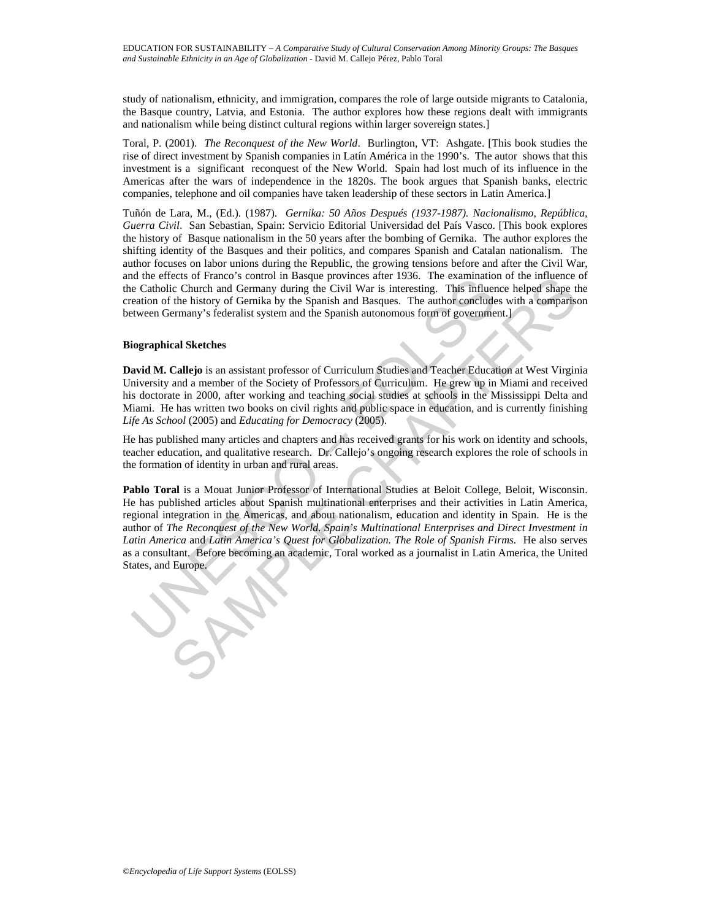study of nationalism, ethnicity, and immigration, compares the role of large outside migrants to Catalonia, the Basque country, Latvia, and Estonia. The author explores how these regions dealt with immigrants and nationalism while being distinct cultural regions within larger sovereign states.]

Toral, P. (2001). *The Reconquest of the New World*. Burlington, VT: Ashgate. [This book studies the rise of direct investment by Spanish companies in Latín América in the 1990's. The autor shows that this investment is a significant reconquest of the New World. Spain had lost much of its influence in the Americas after the wars of independence in the 1820s. The book argues that Spanish banks, electric companies, telephone and oil companies have taken leadership of these sectors in Latin America.]

Tuñón de Lara, M., (Ed.). (1987). *Gernika: 50 Años Después (1937-1987). Nacionalismo, República, Guerra Civil*. San Sebastian, Spain: Servicio Editorial Universidad del País Vasco. [This book explores the history of Basque nationalism in the 50 years after the bombing of Gernika. The author explores the shifting identity of the Basques and their politics, and compares Spanish and Catalan nationalism. The author focuses on labor unions during the Republic, the growing tensions before and after the Civil War, and the effects of Franco's control in Basque provinces after 1936. The examination of the influence of the Catholic Church and Germany during the Civil War is interesting. This influence helped shape the creation of the history of Gernika by the Spanish and Basques. The author concludes with a comparison between Germany's federalist system and the Spanish autonomous form of government.]

**Biographical Sketches**

**David M. Callejo** is an assistant professor of Curriculum Studies and Teacher Education at West Virginia University and a member of the Society of Professors of Curriculum. He grew up in Miami and received his doctorate in 2000, after working and teaching social studies at schools in the Mississippi Delta and Miami. He has written two books on civil rights and public space in education, and is currently finishing *Life As School* (2005) and *Educating for Democracy* (2005).

He has published many articles and chapters and has received grants for his work on identity and schools, teacher education, and qualitative research. Dr. Callejo's ongoing research explores the role of schools in the formation of identity in urban and rural areas.

**Pablo Toral** is a Mouat Junior Professor of International Studies at Beloit College, Beloit, Wisconsin. He has published articles about Spanish multinational enterprises and their activities in Latin America, regional integration in the Americas, and about nationalism, education and identity in Spain. He is the author of *The Reconquest of the New World. Spain's Multinational Enterprises and Direct Investment in Latin America* and *Latin America's Quest for Globalization. The Role of Spanish Firms.* He also serves as a consultant. Before becoming an academic, Toral worked as a journalist in Latin America, the United States, and Europe.